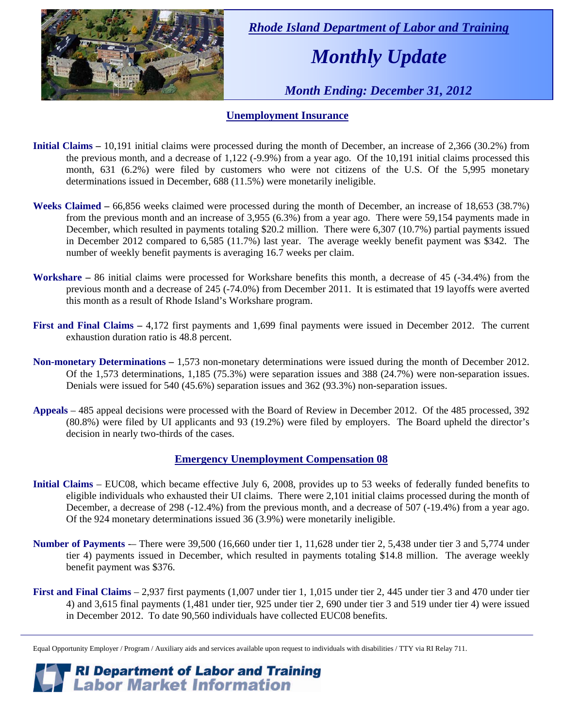*Rhode Island Department of Labor and Training*

# *Monthly Update*

*Month Ending: December 31, 2012*

## Unemployment Insurance

**Initial Claims –** 10,191 initial claims were processed during the month of December, an increase of 2,366 (30.2%) from the previous month, and a decrease of 1,122 (-9.9%) from a year ago. Of the 10,191 initial claims processed this month, 631 (6.2%) were filed by customers who were not citizens of the U.S. Of the 5,995 monetary determinations issued in December, 688 (11.5%) were monetarily ineligible.

**Weeks Claimed –** 66,856 weeks claimed were processed during the month of December, an increase of 18,653 (38.7%) from the previous month and an increase of 3,955 (6.3%) from a year ago. There were 59,154 payments made in December, which resulted in payments totaling $20.2 million. There were 6,307 (10.7%) partial payments issued in December 2012 compared to 6,585 (11.7%) last year. The average weekly benefit payment was $342. The number of weekly benefit payments is averaging 16.7 weeks per claim.

**Workshare –** 86 initial claims were processed for Workshare benefits this month, a decrease of 45 (-34.4%) from the previous month and a decrease of 245 (-74.0%) from December 2011. It is estimated that 19 layoffs were averted this month as a result of Rhode Island's Workshare program.

**First and Final Claims –** 4,172 first payments and 1,699 final payments were issued in December 2012. The current exhaustion duration ratio is 48.8 percent.

**Non-monetary Determinations –** 1,573 non-monetary determinations were issued during the month of December 2012. Of the 1,573 determinations, 1,185 (75.3%) were separation issues and 388 (24.7%) were non-separation issues. Denials were issued for 540 (45.6%) separation issues and 362 (93.3%) non-separation issues.

**Appeals** – 485 appeal decisions were processed with the Board of Review in December 2012. Of the 485 processed, 392 (80.8%) were filed by UI applicants and 93 (19.2%) were filed by employers. The Board upheld the director's decision in nearly two-thirds of the cases.

## Emergency Unemployment Compensation 08

**Initial Claims** – EUC08, which became effective July 6, 2008, provides up to 53 weeks of federally funded benefits to eligible individuals who exhausted their UI claims. There were 2,101 initial claims processed during the month of December, a decrease of 298 (-12.4%) from the previous month, and a decrease of 507 (-19.4%) from a year ago. Of the 924 monetary determinations issued 36 (3.9%) were monetarily ineligible.

**Number of Payments** -– There were 39,500 (16,660 under tier 1, 11,628 under tier 2, 5,438 under tier 3 and 5,774 under tier 4) payments issued in December, which resulted in payments totaling $14.8 million. The average weekly benefit payment was $376.

**First and Final Claims** – 2,937 first payments (1,007 under tier 1, 1,015 under tier 2, 445 under tier 3 and 470 under tier 4) and 3,615 final payments (1,481 under tier, 925 under tier 2, 690 under tier 3 and 519 under tier 4) were issued in December 2012. To date 90,560 individuals have collected EUC08 benefits.

Equal Opportunity Employer / Program / Auxiliary aids and services available upon request to individuals with disabilities / TTY via RI Relay 711.

**RI Department of Labor and Training**
**Labor Market Information**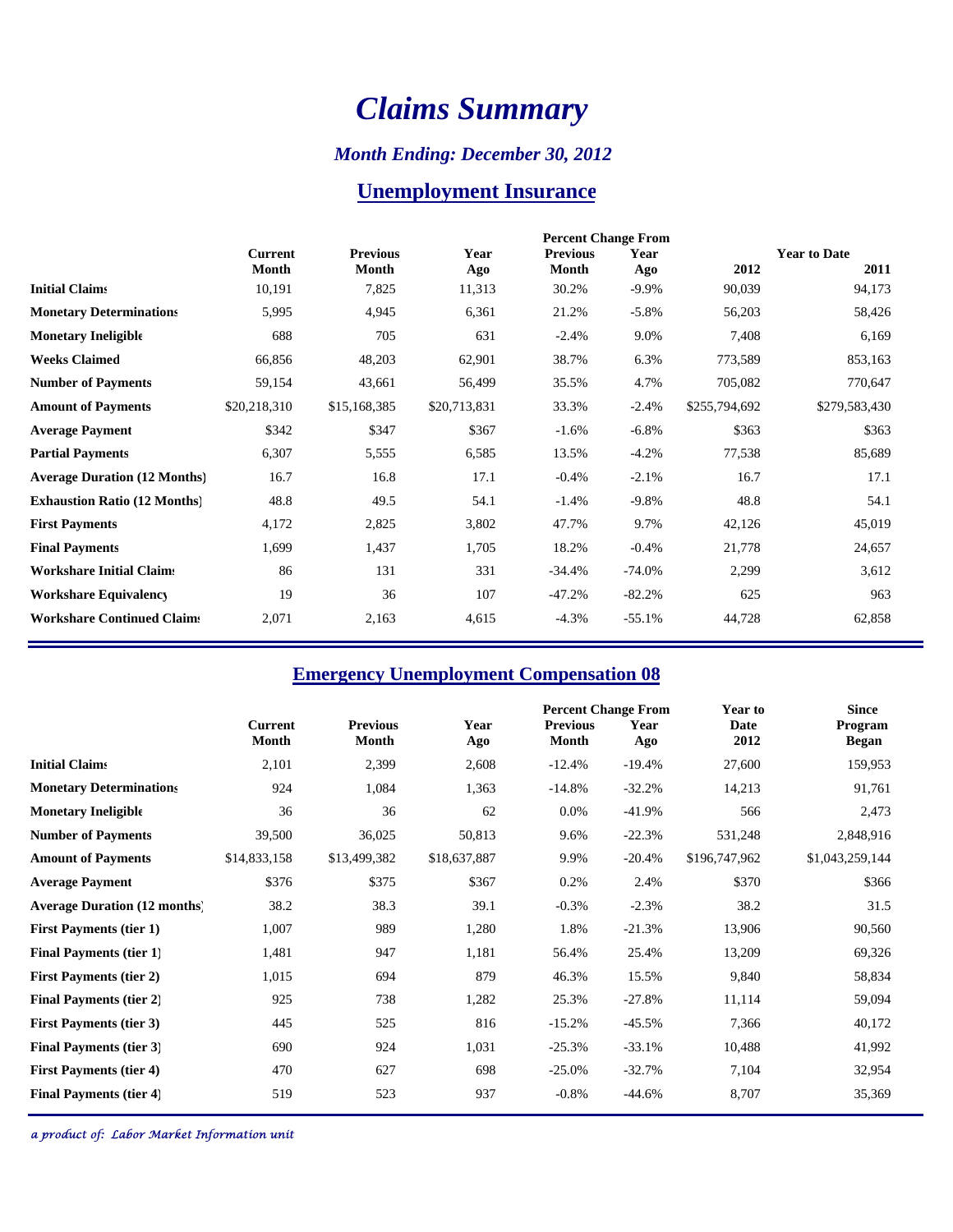# *Claims Summary*

### *Month Ending: December 30, 2012*

## Unemployment Insurance

| | Current Month | Previous Month | Year Ago | Percent Change From Previous Month | Percent Change From Year Ago | Year to Date 2012 | Year to Date 2011 |
|---|---|---|---|---|---|---|---|
| **Initial Claims** | 10,191 | 7,825 | 11,313 | 30.2% | -9.9% | 90,039 | 94,173 |
| **Monetary Determinations** | 5,995 | 4,945 | 6,361 | 21.2% | -5.8% | 56,203 | 58,426 |
| **Monetary Ineligible** | 688 | 705 | 631 | -2.4% | 9.0% | 7,408 | 6,169 |
| **Weeks Claimed** | 66,856 | 48,203 | 62,901 | 38.7% | 6.3% | 773,589 | 853,163 |
| **Number of Payments** | 59,154 | 43,661 | 56,499 | 35.5% | 4.7% | 705,082 | 770,647 |
| **Amount of Payments** | $20,218,310 | $15,168,385 | $20,713,831 | 33.3% | -2.4% | $255,794,692 | $279,583,430 |
| **Average Payment** | $342 | $347 | $367 | -1.6% | -6.8% | $363 | $363 |
| **Partial Payments** | 6,307 | 5,555 | 6,585 | 13.5% | -4.2% | 77,538 | 85,689 |
| **Average Duration (12 Months)** | 16.7 | 16.8 | 17.1 | -0.4% | -2.1% | 16.7 | 17.1 |
| **Exhaustion Ratio (12 Months)** | 48.8 | 49.5 | 54.1 | -1.4% | -9.8% | 48.8 | 54.1 |
| **First Payments** | 4,172 | 2,825 | 3,802 | 47.7% | 9.7% | 42,126 | 45,019 |
| **Final Payments** | 1,699 | 1,437 | 1,705 | 18.2% | -0.4% | 21,778 | 24,657 |
| **Workshare Initial Claims** | 86 | 131 | 331 | -34.4% | -74.0% | 2,299 | 3,612 |
| **Workshare Equivalency** | 19 | 36 | 107 | -47.2% | -82.2% | 625 | 963 |
| **Workshare Continued Claims** | 2,071 | 2,163 | 4,615 | -4.3% | -55.1% | 44,728 | 62,858 |

## Emergency Unemployment Compensation 08

| | Current Month | Previous Month | Year Ago | Percent Change From Previous Month | Percent Change From Year Ago | Year to Date 2012 | Since Program Began |
|---|---|---|---|---|---|---|---|
| **Initial Claims** | 2,101 | 2,399 | 2,608 | -12.4% | -19.4% | 27,600 | 159,953 |
| **Monetary Determinations** | 924 | 1,084 | 1,363 | -14.8% | -32.2% | 14,213 | 91,761 |
| **Monetary Ineligible** | 36 | 36 | 62 | 0.0% | -41.9% | 566 | 2,473 |
| **Number of Payments** | 39,500 | 36,025 | 50,813 | 9.6% | -22.3% | 531,248 | 2,848,916 |
| **Amount of Payments** | $14,833,158 | $13,499,382 | $18,637,887 | 9.9% | -20.4% | $196,747,962 | $1,043,259,144 |
| **Average Payment** | $376 | $375 | $367 | 0.2% | 2.4% | $370 | $366 |
| **Average Duration (12 months)** | 38.2 | 38.3 | 39.1 | -0.3% | -2.3% | 38.2 | 31.5 |
| **First Payments (tier 1)** | 1,007 | 989 | 1,280 | 1.8% | -21.3% | 13,906 | 90,560 |
| **Final Payments (tier 1)** | 1,481 | 947 | 1,181 | 56.4% | 25.4% | 13,209 | 69,326 |
| **First Payments (tier 2)** | 1,015 | 694 | 879 | 46.3% | 15.5% | 9,840 | 58,834 |
| **Final Payments (tier 2)** | 925 | 738 | 1,282 | 25.3% | -27.8% | 11,114 | 59,094 |
| **First Payments (tier 3)** | 445 | 525 | 816 | -15.2% | -45.5% | 7,366 | 40,172 |
| **Final Payments (tier 3)** | 690 | 924 | 1,031 | -25.3% | -33.1% | 10,488 | 41,992 |
| **First Payments (tier 4)** | 470 | 627 | 698 | -25.0% | -32.7% | 7,104 | 32,954 |
| **Final Payments (tier 4)** | 519 | 523 | 937 | -0.8% | -44.6% | 8,707 | 35,369 |

*a product of: Labor Market Information unit*